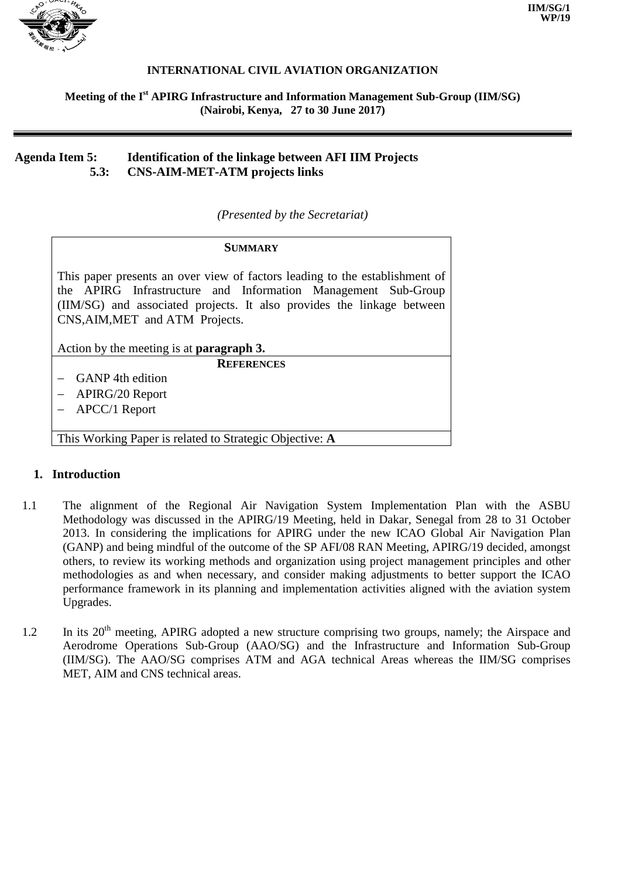IIM/SG/1
WP/19

**INTERNATIONAL CIVIL AVIATION ORGANIZATION**

**Meeting of the I$^{st}$ APIRG Infrastructure and Information Management Sub-Group (IIM/SG)**
**(Nairobi, Kenya, 27 to 30 June 2017)**

---

**Agenda Item 5: Identification of the linkage between AFI IIM Projects**
**5.3: CNS-AIM-MET-ATM projects links**

*(Presented by the Secretariat)*

| **SUMMARY** |
|---|
| This paper presents an over view of factors leading to the establishment of the APIRG Infrastructure and Information Management Sub-Group (IIM/SG) and associated projects. It also provides the linkage between CNS,AIM,MET and ATM Projects.<br><br>Action by the meeting is at **paragraph 3.** |
| **REFERENCES** |
| – GANP 4th edition<br>– APIRG/20 Report<br>– APCC/1 Report |
| This Working Paper is related to Strategic Objective: **A** |

## 1. Introduction

1.1 The alignment of the Regional Air Navigation System Implementation Plan with the ASBU Methodology was discussed in the APIRG/19 Meeting, held in Dakar, Senegal from 28 to 31 October 2013. In considering the implications for APIRG under the new ICAO Global Air Navigation Plan (GANP) and being mindful of the outcome of the SP AFI/08 RAN Meeting, APIRG/19 decided, amongst others, to review its working methods and organization using project management principles and other methodologies as and when necessary, and consider making adjustments to better support the ICAO performance framework in its planning and implementation activities aligned with the aviation system Upgrades.

1.2 In its 20$^{th}$ meeting, APIRG adopted a new structure comprising two groups, namely; the Airspace and Aerodrome Operations Sub-Group (AAO/SG) and the Infrastructure and Information Sub-Group (IIM/SG). The AAO/SG comprises ATM and AGA technical Areas whereas the IIM/SG comprises MET, AIM and CNS technical areas.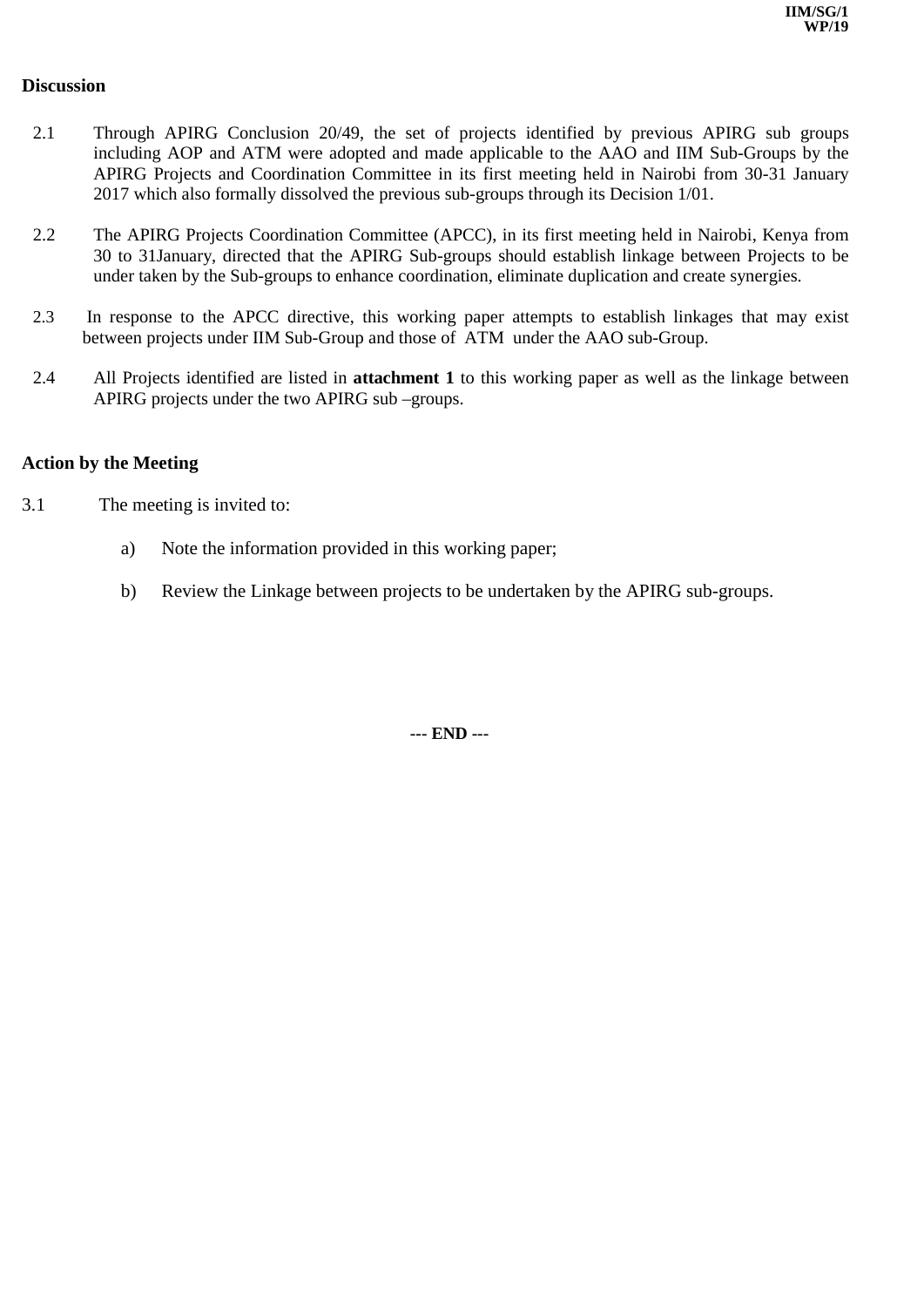## Discussion

2.1 Through APIRG Conclusion 20/49, the set of projects identified by previous APIRG sub groups including AOP and ATM were adopted and made applicable to the AAO and IIM Sub-Groups by the APIRG Projects and Coordination Committee in its first meeting held in Nairobi from 30-31 January 2017 which also formally dissolved the previous sub-groups through its Decision 1/01.

2.2 The APIRG Projects Coordination Committee (APCC), in its first meeting held in Nairobi, Kenya from 30 to 31January, directed that the APIRG Sub-groups should establish linkage between Projects to be under taken by the Sub-groups to enhance coordination, eliminate duplication and create synergies.

2.3 In response to the APCC directive, this working paper attempts to establish linkages that may exist between projects under IIM Sub-Group and those of ATM under the AAO sub-Group.

2.4 All Projects identified are listed in **attachment 1** to this working paper as well as the linkage between APIRG projects under the two APIRG sub –groups.

## Action by the Meeting

3.1 The meeting is invited to:

a) Note the information provided in this working paper;

b) Review the Linkage between projects to be undertaken by the APIRG sub-groups.

**--- END ---**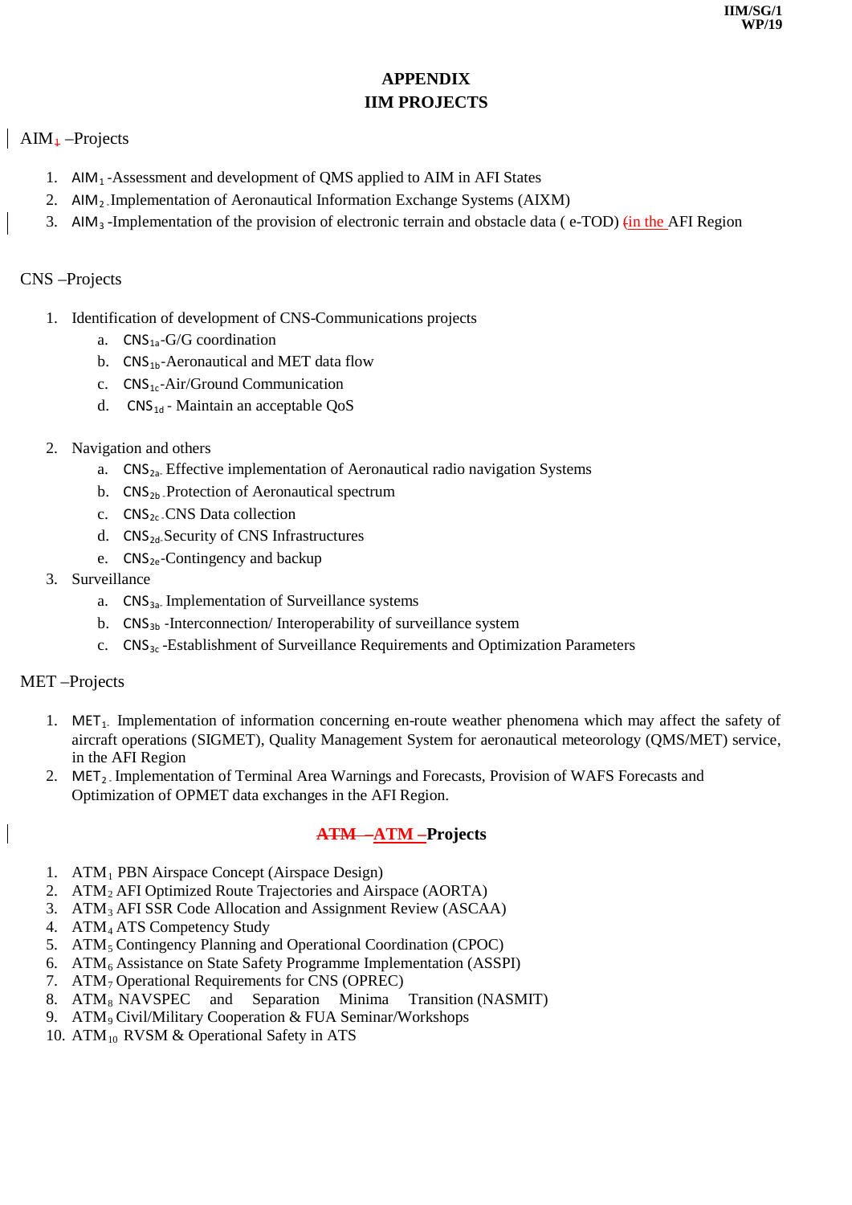# APPENDIX
# IIM PROJECTS

AIM$_1$ –Projects

1. AIM$_1$ -Assessment and development of QMS applied to AIM in AFI States
2. AIM$_2$ -Implementation of Aeronautical Information Exchange Systems (AIXM)
3. AIM$_3$ -Implementation of the provision of electronic terrain and obstacle data ( e-TOD) (in the AFI Region

CNS –Projects

1. Identification of development of CNS-Communications projects
   a. CNS$_{1a}$-G/G coordination
   b. CNS$_{1b}$-Aeronautical and MET data flow
   c. CNS$_{1c}$-Air/Ground Communication
   d. CNS$_{1d}$ - Maintain an acceptable QoS
2. Navigation and others
   a. CNS$_{2a}$- Effective implementation of Aeronautical radio navigation Systems
   b. CNS$_{2b}$ -Protection of Aeronautical spectrum
   c. CNS$_{2c}$ -CNS Data collection
   d. CNS$_{2d}$-Security of CNS Infrastructures
   e. CNS$_{2e}$-Contingency and backup
3. Surveillance
   a. CNS$_{3a}$- Implementation of Surveillance systems
   b. CNS$_{3b}$ -Interconnection/ Interoperability of surveillance system
   c. CNS$_{3c}$ -Establishment of Surveillance Requirements and Optimization Parameters

MET –Projects

1. MET$_1$- Implementation of information concerning en-route weather phenomena which may affect the safety of aircraft operations (SIGMET), Quality Management System for aeronautical meteorology (QMS/MET) service, in the AFI Region
2. MET$_2$ - Implementation of Terminal Area Warnings and Forecasts, Provision of WAFS Forecasts and Optimization of OPMET data exchanges in the AFI Region.

## ATM –Projects

1. ATM$_1$ PBN Airspace Concept (Airspace Design)
2. ATM$_2$ AFI Optimized Route Trajectories and Airspace (AORTA)
3. ATM$_3$ AFI SSR Code Allocation and Assignment Review (ASCAA)
4. ATM$_4$ ATS Competency Study
5. ATM$_5$ Contingency Planning and Operational Coordination (CPOC)
6. ATM$_6$ Assistance on State Safety Programme Implementation (ASSPI)
7. ATM$_7$ Operational Requirements for CNS (OPREC)
8. ATM$_8$ NAVSPEC and Separation Minima Transition (NASMIT)
9. ATM$_9$ Civil/Military Cooperation & FUA Seminar/Workshops
10. ATM$_{10}$ RVSM & Operational Safety in ATS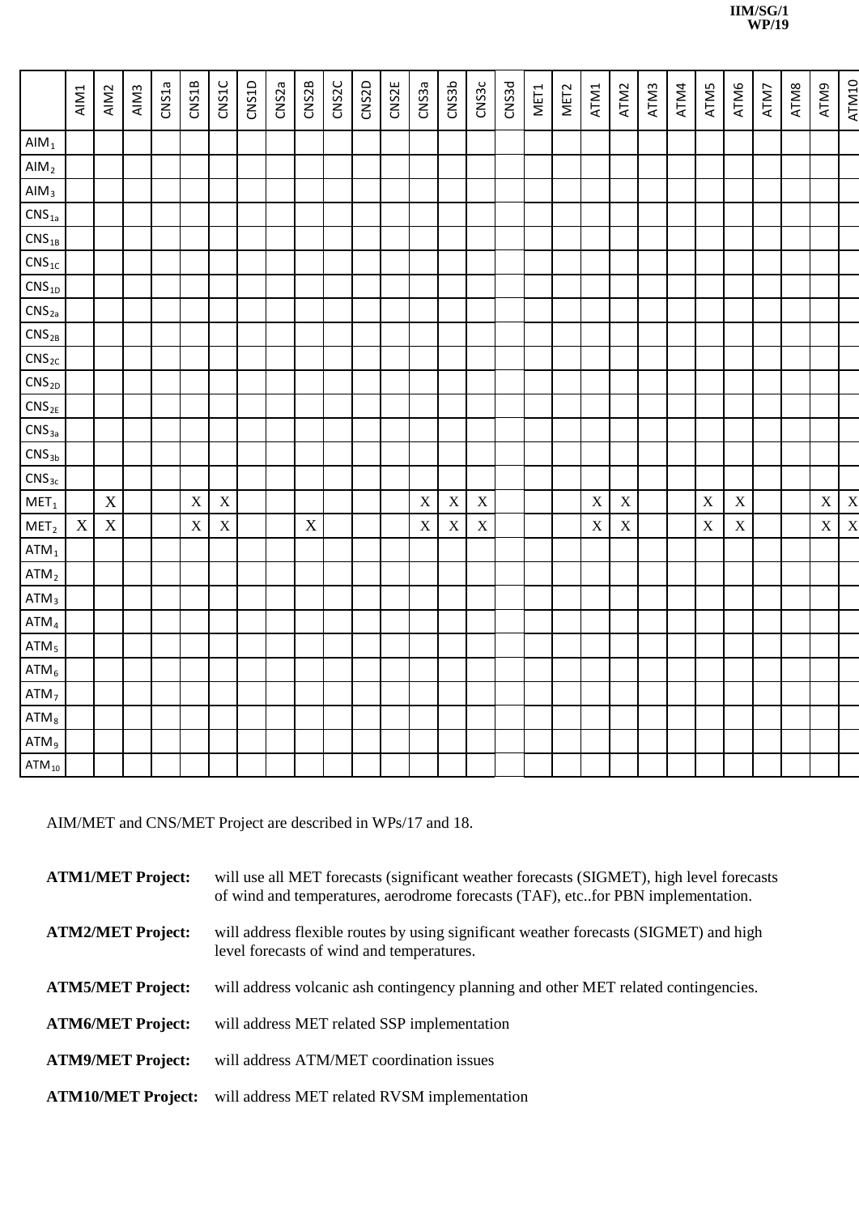| | AIM1 | AIM2 | AIM3 | CNS1a | CNS1B | CNS1C | CNS1D | CNS2a | CNS2B | CNS2C | CNS2D | CNS2E | CNS3a | CNS3b | CNS3c | CNS3d | MET1 | MET2 | ATM1 | ATM2 | ATM3 | ATM4 | ATM5 | ATM6 | ATM7 | ATM8 | ATM9 | ATM10 |
|---|---|---|---|---|---|---|---|---|---|---|---|---|---|---|---|---|---|---|---|---|---|---|---|---|---|---|---|---|
| AIM$_1$ | | | | | | | | | | | | | | | | | | | | | | | | | | | | |
| AIM$_2$ | | | | | | | | | | | | | | | | | | | | | | | | | | | | |
| AIM$_3$ | | | | | | | | | | | | | | | | | | | | | | | | | | | | |
| CNS$_{1a}$ | | | | | | | | | | | | | | | | | | | | | | | | | | | | |
| CNS$_{1B}$ | | | | | | | | | | | | | | | | | | | | | | | | | | | | |
| CNS$_{1C}$ | | | | | | | | | | | | | | | | | | | | | | | | | | | | |
| CNS$_{1D}$ | | | | | | | | | | | | | | | | | | | | | | | | | | | | |
| CNS$_{2a}$ | | | | | | | | | | | | | | | | | | | | | | | | | | | | |
| CNS$_{2B}$ | | | | | | | | | | | | | | | | | | | | | | | | | | | | |
| CNS$_{2C}$ | | | | | | | | | | | | | | | | | | | | | | | | | | | | |
| CNS$_{2D}$ | | | | | | | | | | | | | | | | | | | | | | | | | | | | |
| CNS$_{2E}$ | | | | | | | | | | | | | | | | | | | | | | | | | | | | |
| CNS$_{3a}$ | | | | | | | | | | | | | | | | | | | | | | | | | | | | |
| CNS$_{3b}$ | | | | | | | | | | | | | | | | | | | | | | | | | | | | |
| CNS$_{3c}$ | | | | | | | | | | | | | | | | | | | | | | | | | | | | |
| MET$_1$ | | X | | | X | X | | | | | | | X | X | X | | | | X | X | | | X | X | | | X | X |
| MET$_2$ | X | X | | | X | X | | | X | | | | X | X | X | | | | X | X | | | X | X | | | X | X |
| ATM$_1$ | | | | | | | | | | | | | | | | | | | | | | | | | | | | |
| ATM$_2$ | | | | | | | | | | | | | | | | | | | | | | | | | | | | |
| ATM$_3$ | | | | | | | | | | | | | | | | | | | | | | | | | | | | |
| ATM$_4$ | | | | | | | | | | | | | | | | | | | | | | | | | | | | |
| ATM$_5$ | | | | | | | | | | | | | | | | | | | | | | | | | | | | |
| ATM$_6$ | | | | | | | | | | | | | | | | | | | | | | | | | | | | |
| ATM$_7$ | | | | | | | | | | | | | | | | | | | | | | | | | | | | |
| ATM$_8$ | | | | | | | | | | | | | | | | | | | | | | | | | | | | |
| ATM$_9$ | | | | | | | | | | | | | | | | | | | | | | | | | | | | |
| ATM$_{10}$ | | | | | | | | | | | | | | | | | | | | | | | | | | | | |

AIM/MET and CNS/MET Project are described in WPs/17 and 18.

**ATM1/MET Project:** will use all MET forecasts (significant weather forecasts (SIGMET), high level forecasts of wind and temperatures, aerodrome forecasts (TAF), etc..for PBN implementation.

**ATM2/MET Project:** will address flexible routes by using significant weather forecasts (SIGMET) and high level forecasts of wind and temperatures.

**ATM5/MET Project:** will address volcanic ash contingency planning and other MET related contingencies.

**ATM6/MET Project:** will address MET related SSP implementation

**ATM9/MET Project:** will address ATM/MET coordination issues

**ATM10/MET Project:** will address MET related RVSM implementation